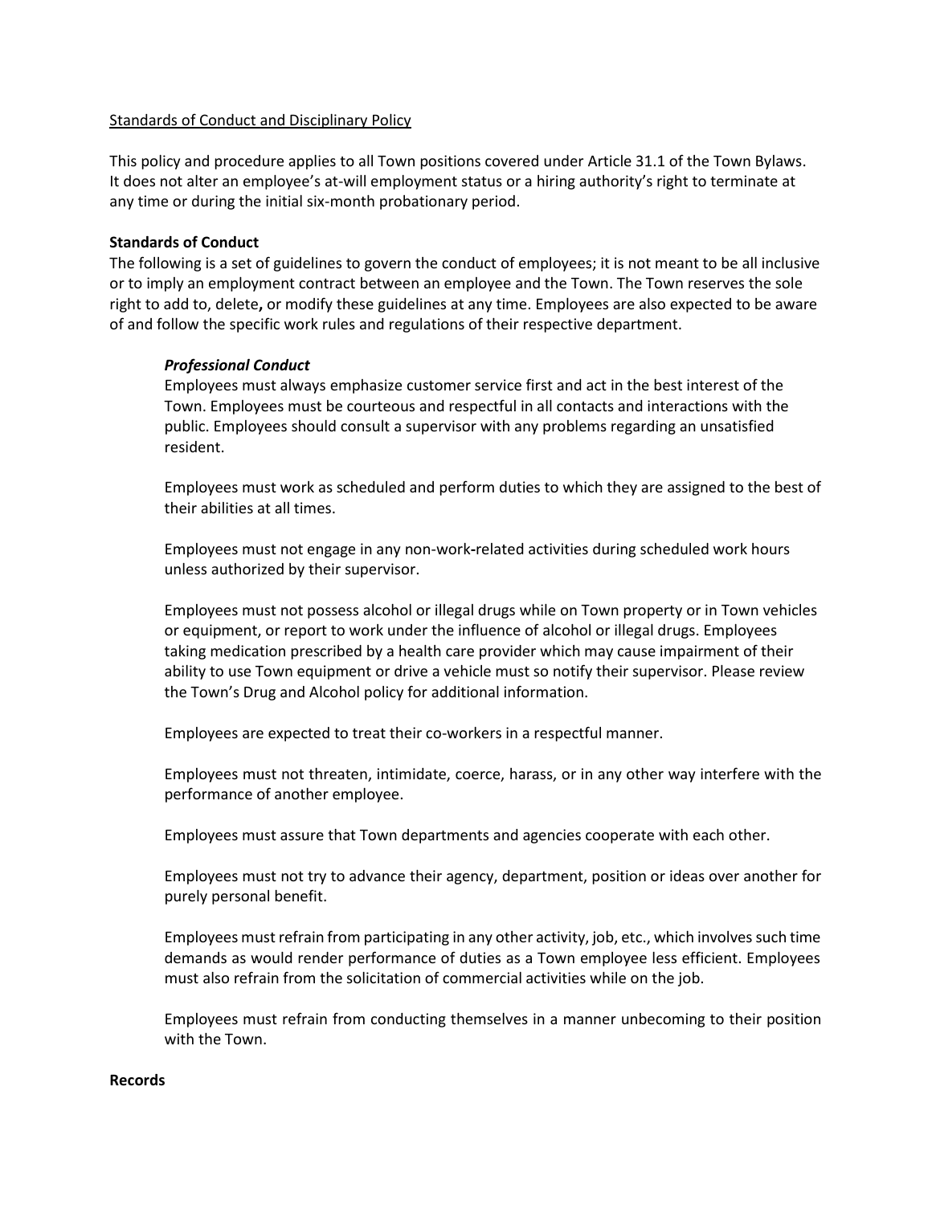Standards of Conduct and Disciplinary Policy

This policy and procedure applies to all Town positions covered under Article 31.1 of the Town Bylaws. It does not alter an employee's at-will employment status or a hiring authority's right to terminate at any time or during the initial six-month probationary period.

**Standards of Conduct**

The following is a set of guidelines to govern the conduct of employees; it is not meant to be all inclusive or to imply an employment contract between an employee and the Town. The Town reserves the sole right to add to, delete**,** or modify these guidelines at any time. Employees are also expected to be aware of and follow the specific work rules and regulations of their respective department.

***Professional Conduct***

Employees must always emphasize customer service first and act in the best interest of the Town. Employees must be courteous and respectful in all contacts and interactions with the public. Employees should consult a supervisor with any problems regarding an unsatisfied resident.

Employees must work as scheduled and perform duties to which they are assigned to the best of their abilities at all times.

Employees must not engage in any non-work-related activities during scheduled work hours unless authorized by their supervisor.

Employees must not possess alcohol or illegal drugs while on Town property or in Town vehicles or equipment, or report to work under the influence of alcohol or illegal drugs. Employees taking medication prescribed by a health care provider which may cause impairment of their ability to use Town equipment or drive a vehicle must so notify their supervisor. Please review the Town's Drug and Alcohol policy for additional information.

Employees are expected to treat their co-workers in a respectful manner.

Employees must not threaten, intimidate, coerce, harass, or in any other way interfere with the performance of another employee.

Employees must assure that Town departments and agencies cooperate with each other.

Employees must not try to advance their agency, department, position or ideas over another for purely personal benefit.

Employees must refrain from participating in any other activity, job, etc., which involves such time demands as would render performance of duties as a Town employee less efficient. Employees must also refrain from the solicitation of commercial activities while on the job.

Employees must refrain from conducting themselves in a manner unbecoming to their position with the Town.

**Records**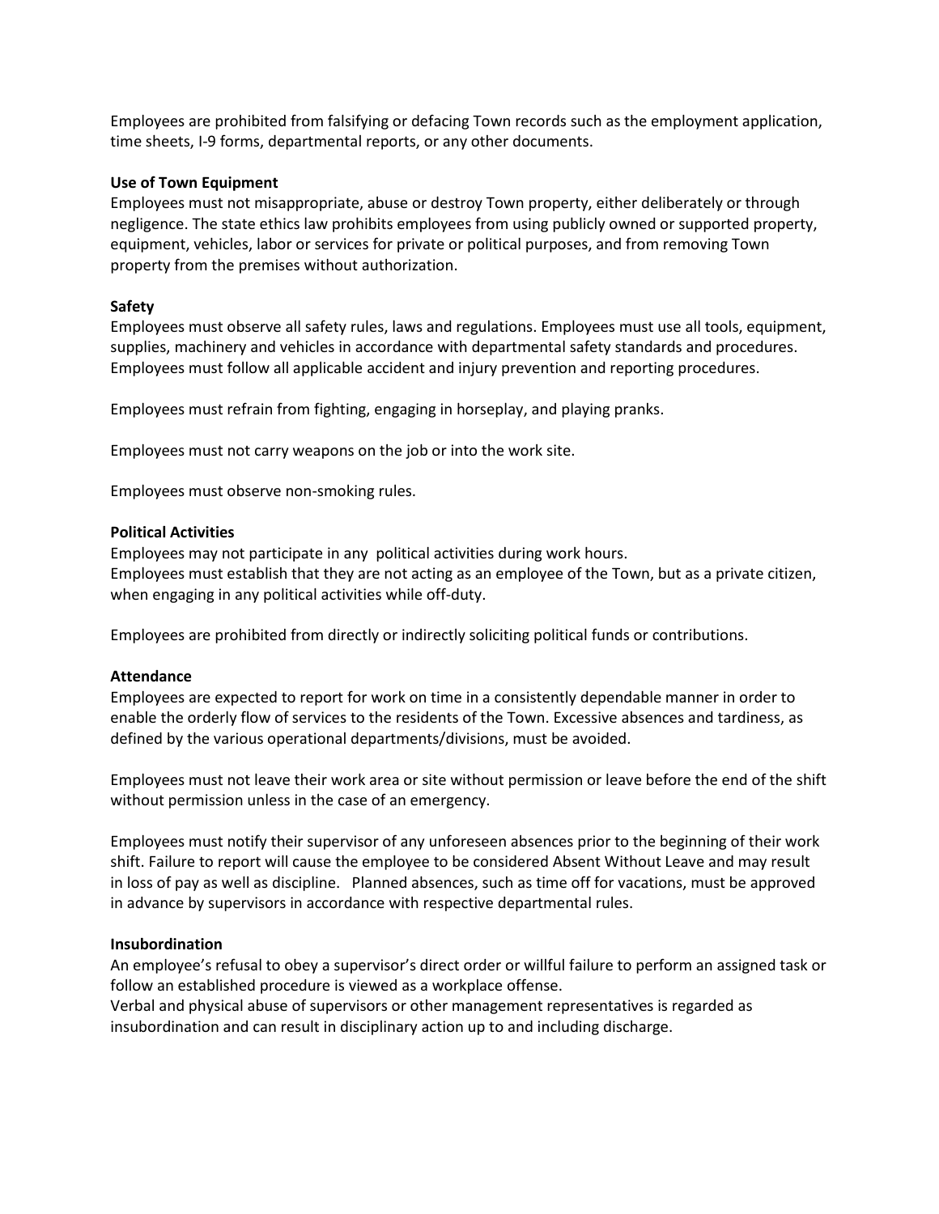Employees are prohibited from falsifying or defacing Town records such as the employment application, time sheets, I-9 forms, departmental reports, or any other documents.

**Use of Town Equipment**

Employees must not misappropriate, abuse or destroy Town property, either deliberately or through negligence. The state ethics law prohibits employees from using publicly owned or supported property, equipment, vehicles, labor or services for private or political purposes, and from removing Town property from the premises without authorization.

**Safety**

Employees must observe all safety rules, laws and regulations. Employees must use all tools, equipment, supplies, machinery and vehicles in accordance with departmental safety standards and procedures. Employees must follow all applicable accident and injury prevention and reporting procedures.

Employees must refrain from fighting, engaging in horseplay, and playing pranks.

Employees must not carry weapons on the job or into the work site.

Employees must observe non-smoking rules.

**Political Activities**

Employees may not participate in any political activities during work hours.
Employees must establish that they are not acting as an employee of the Town, but as a private citizen, when engaging in any political activities while off-duty.

Employees are prohibited from directly or indirectly soliciting political funds or contributions.

**Attendance**

Employees are expected to report for work on time in a consistently dependable manner in order to enable the orderly flow of services to the residents of the Town. Excessive absences and tardiness, as defined by the various operational departments/divisions, must be avoided.

Employees must not leave their work area or site without permission or leave before the end of the shift without permission unless in the case of an emergency.

Employees must notify their supervisor of any unforeseen absences prior to the beginning of their work shift. Failure to report will cause the employee to be considered Absent Without Leave and may result in loss of pay as well as discipline. Planned absences, such as time off for vacations, must be approved in advance by supervisors in accordance with respective departmental rules.

**Insubordination**

An employee's refusal to obey a supervisor's direct order or willful failure to perform an assigned task or follow an established procedure is viewed as a workplace offense.
Verbal and physical abuse of supervisors or other management representatives is regarded as insubordination and can result in disciplinary action up to and including discharge.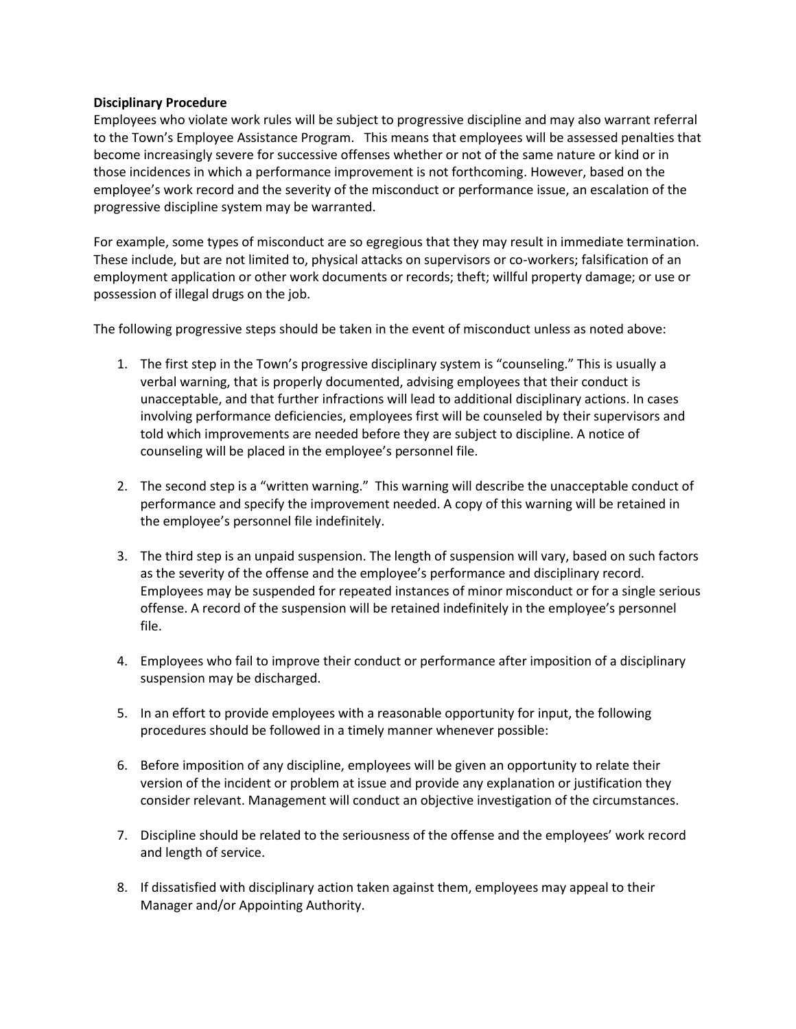**Disciplinary Procedure**

Employees who violate work rules will be subject to progressive discipline and may also warrant referral to the Town's Employee Assistance Program. This means that employees will be assessed penalties that become increasingly severe for successive offenses whether or not of the same nature or kind or in those incidences in which a performance improvement is not forthcoming. However, based on the employee's work record and the severity of the misconduct or performance issue, an escalation of the progressive discipline system may be warranted.

For example, some types of misconduct are so egregious that they may result in immediate termination. These include, but are not limited to, physical attacks on supervisors or co-workers; falsification of an employment application or other work documents or records; theft; willful property damage; or use or possession of illegal drugs on the job.

The following progressive steps should be taken in the event of misconduct unless as noted above:

1. The first step in the Town's progressive disciplinary system is "counseling." This is usually a verbal warning, that is properly documented, advising employees that their conduct is unacceptable, and that further infractions will lead to additional disciplinary actions. In cases involving performance deficiencies, employees first will be counseled by their supervisors and told which improvements are needed before they are subject to discipline. A notice of counseling will be placed in the employee's personnel file.

2. The second step is a "written warning." This warning will describe the unacceptable conduct of performance and specify the improvement needed. A copy of this warning will be retained in the employee's personnel file indefinitely.

3. The third step is an unpaid suspension. The length of suspension will vary, based on such factors as the severity of the offense and the employee's performance and disciplinary record. Employees may be suspended for repeated instances of minor misconduct or for a single serious offense. A record of the suspension will be retained indefinitely in the employee's personnel file.

4. Employees who fail to improve their conduct or performance after imposition of a disciplinary suspension may be discharged.

5. In an effort to provide employees with a reasonable opportunity for input, the following procedures should be followed in a timely manner whenever possible:

6. Before imposition of any discipline, employees will be given an opportunity to relate their version of the incident or problem at issue and provide any explanation or justification they consider relevant. Management will conduct an objective investigation of the circumstances.

7. Discipline should be related to the seriousness of the offense and the employees' work record and length of service.

8. If dissatisfied with disciplinary action taken against them, employees may appeal to their Manager and/or Appointing Authority.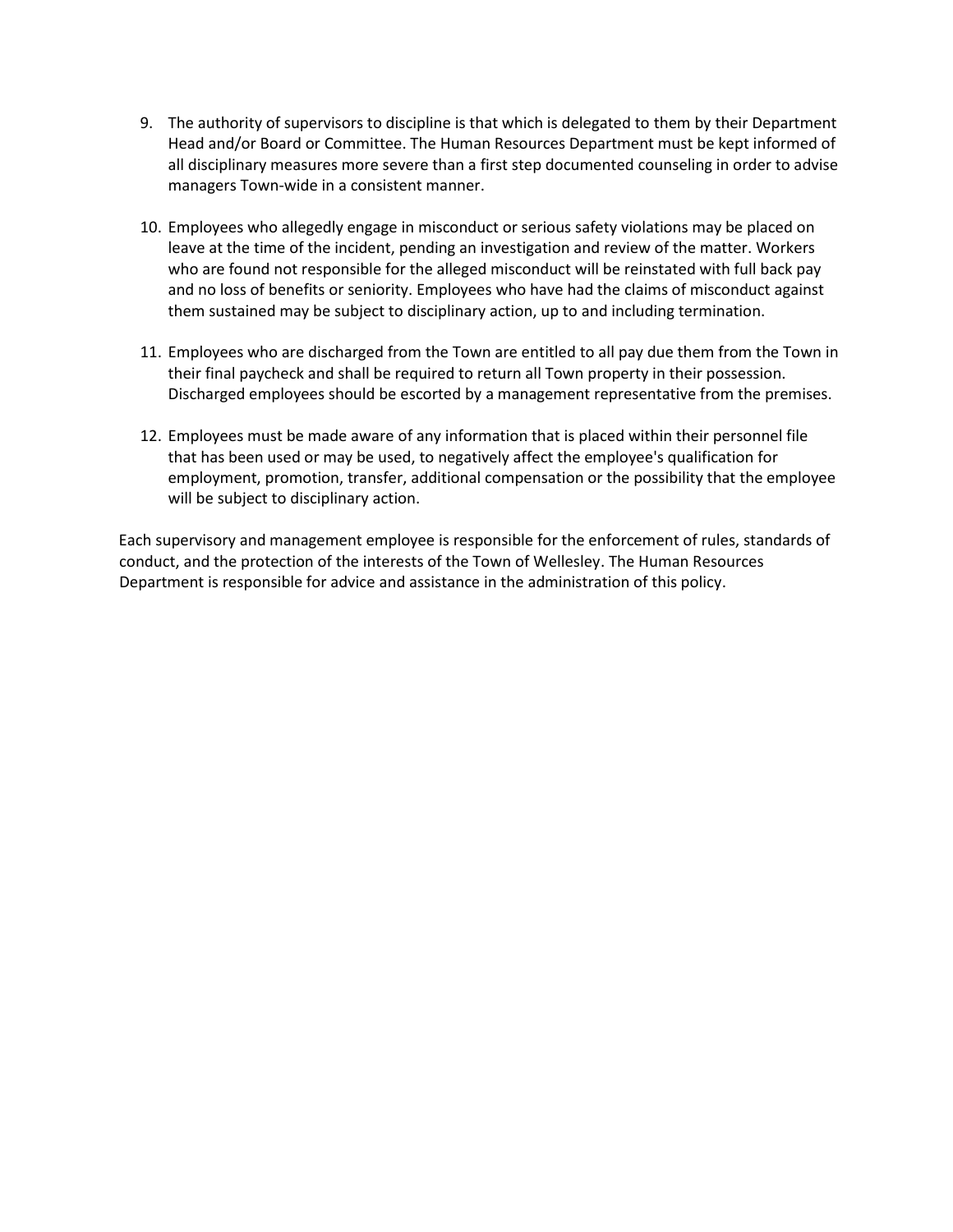9. The authority of supervisors to discipline is that which is delegated to them by their Department Head and/or Board or Committee. The Human Resources Department must be kept informed of all disciplinary measures more severe than a first step documented counseling in order to advise managers Town-wide in a consistent manner.

10. Employees who allegedly engage in misconduct or serious safety violations may be placed on leave at the time of the incident, pending an investigation and review of the matter. Workers who are found not responsible for the alleged misconduct will be reinstated with full back pay and no loss of benefits or seniority. Employees who have had the claims of misconduct against them sustained may be subject to disciplinary action, up to and including termination.

11. Employees who are discharged from the Town are entitled to all pay due them from the Town in their final paycheck and shall be required to return all Town property in their possession. Discharged employees should be escorted by a management representative from the premises.

12. Employees must be made aware of any information that is placed within their personnel file that has been used or may be used, to negatively affect the employee's qualification for employment, promotion, transfer, additional compensation or the possibility that the employee will be subject to disciplinary action.

Each supervisory and management employee is responsible for the enforcement of rules, standards of conduct, and the protection of the interests of the Town of Wellesley. The Human Resources Department is responsible for advice and assistance in the administration of this policy.